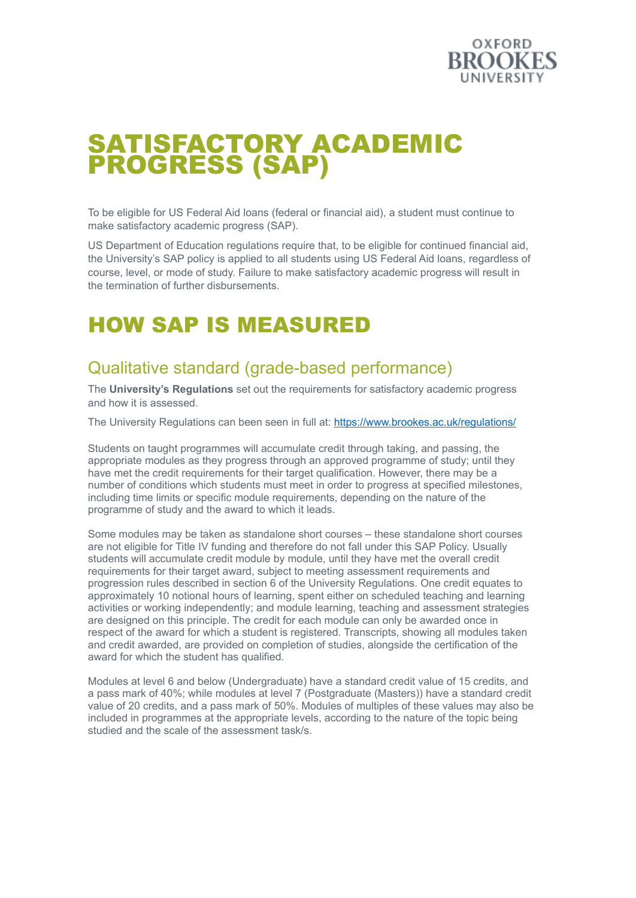# SATISFACTORY ACADEMIC PROGRESS (SAP)

To be eligible for US Federal Aid loans (federal or financial aid), a student must continue to make satisfactory academic progress (SAP).

US Department of Education regulations require that, to be eligible for continued financial aid, the University's SAP policy is applied to all students using US Federal Aid loans, regardless of course, level, or mode of study. Failure to make satisfactory academic progress will result in the termination of further disbursements.

# HOW SAP IS MEASURED

## Qualitative standard (grade-based performance)

The **University's Regulations** set out the requirements for satisfactory academic progress and how it is assessed.

The University Regulations can been seen in full at: https://www.brookes.ac.uk/regulations/

Students on taught programmes will accumulate credit through taking, and passing, the appropriate modules as they progress through an approved programme of study; until they have met the credit requirements for their target qualification. However, there may be a number of conditions which students must meet in order to progress at specified milestones, including time limits or specific module requirements, depending on the nature of the programme of study and the award to which it leads.

Some modules may be taken as standalone short courses – these standalone short courses are not eligible for Title IV funding and therefore do not fall under this SAP Policy. Usually students will accumulate credit module by module, until they have met the overall credit requirements for their target award, subject to meeting assessment requirements and progression rules described in section 6 of the University Regulations. One credit equates to approximately 10 notional hours of learning, spent either on scheduled teaching and learning activities or working independently; and module learning, teaching and assessment strategies are designed on this principle. The credit for each module can only be awarded once in respect of the award for which a student is registered. Transcripts, showing all modules taken and credit awarded, are provided on completion of studies, alongside the certification of the award for which the student has qualified.

Modules at level 6 and below (Undergraduate) have a standard credit value of 15 credits, and a pass mark of 40%; while modules at level 7 (Postgraduate (Masters)) have a standard credit value of 20 credits, and a pass mark of 50%. Modules of multiples of these values may also be included in programmes at the appropriate levels, according to the nature of the topic being studied and the scale of the assessment task/s.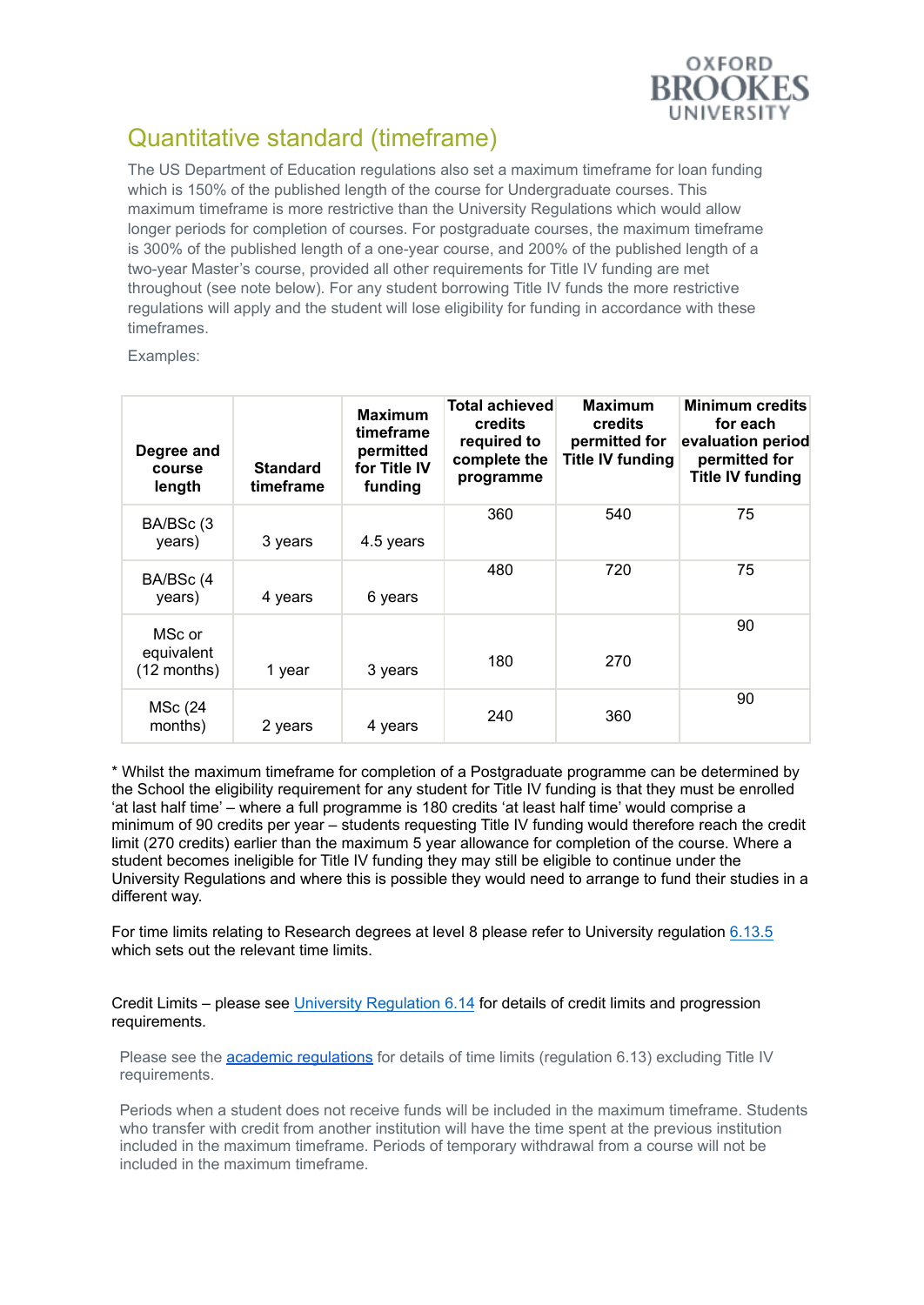## Quantitative standard (timeframe)

The US Department of Education regulations also set a maximum timeframe for loan funding which is 150% of the published length of the course for Undergraduate courses. This maximum timeframe is more restrictive than the University Regulations which would allow longer periods for completion of courses. For postgraduate courses, the maximum timeframe is 300% of the published length of a one-year course, and 200% of the published length of a two-year Master's course, provided all other requirements for Title IV funding are met throughout (see note below). For any student borrowing Title IV funds the more restrictive regulations will apply and the student will lose eligibility for funding in accordance with these timeframes.

Examples:

| Degree and course length | Standard timeframe | Maximum timeframe permitted for Title IV funding | Total achieved credits required to complete the programme | Maximum credits permitted for Title IV funding | Minimum credits for each evaluation period permitted for Title IV funding |
|---|---|---|---|---|---|
| BA/BSc (3 years) | 3 years | 4.5 years | 360 | 540 | 75 |
| BA/BSc (4 years) | 4 years | 6 years | 480 | 720 | 75 |
| MSc or equivalent (12 months) | 1 year | 3 years | 180 | 270 | 90 |
| MSc (24 months) | 2 years | 4 years | 240 | 360 | 90 |

* Whilst the maximum timeframe for completion of a Postgraduate programme can be determined by the School the eligibility requirement for any student for Title IV funding is that they must be enrolled 'at last half time' – where a full programme is 180 credits 'at least half time' would comprise a minimum of 90 credits per year – students requesting Title IV funding would therefore reach the credit limit (270 credits) earlier than the maximum 5 year allowance for completion of the course. Where a student becomes ineligible for Title IV funding they may still be eligible to continue under the University Regulations and where this is possible they would need to arrange to fund their studies in a different way.

For time limits relating to Research degrees at level 8 please refer to University regulation [6.13.5](#) which sets out the relevant time limits.

Credit Limits – please see [University Regulation 6.14](#) for details of credit limits and progression requirements.

Please see the [academic regulations](#) for details of time limits (regulation 6.13) excluding Title IV requirements.

Periods when a student does not receive funds will be included in the maximum timeframe. Students who transfer with credit from another institution will have the time spent at the previous institution included in the maximum timeframe. Periods of temporary withdrawal from a course will not be included in the maximum timeframe.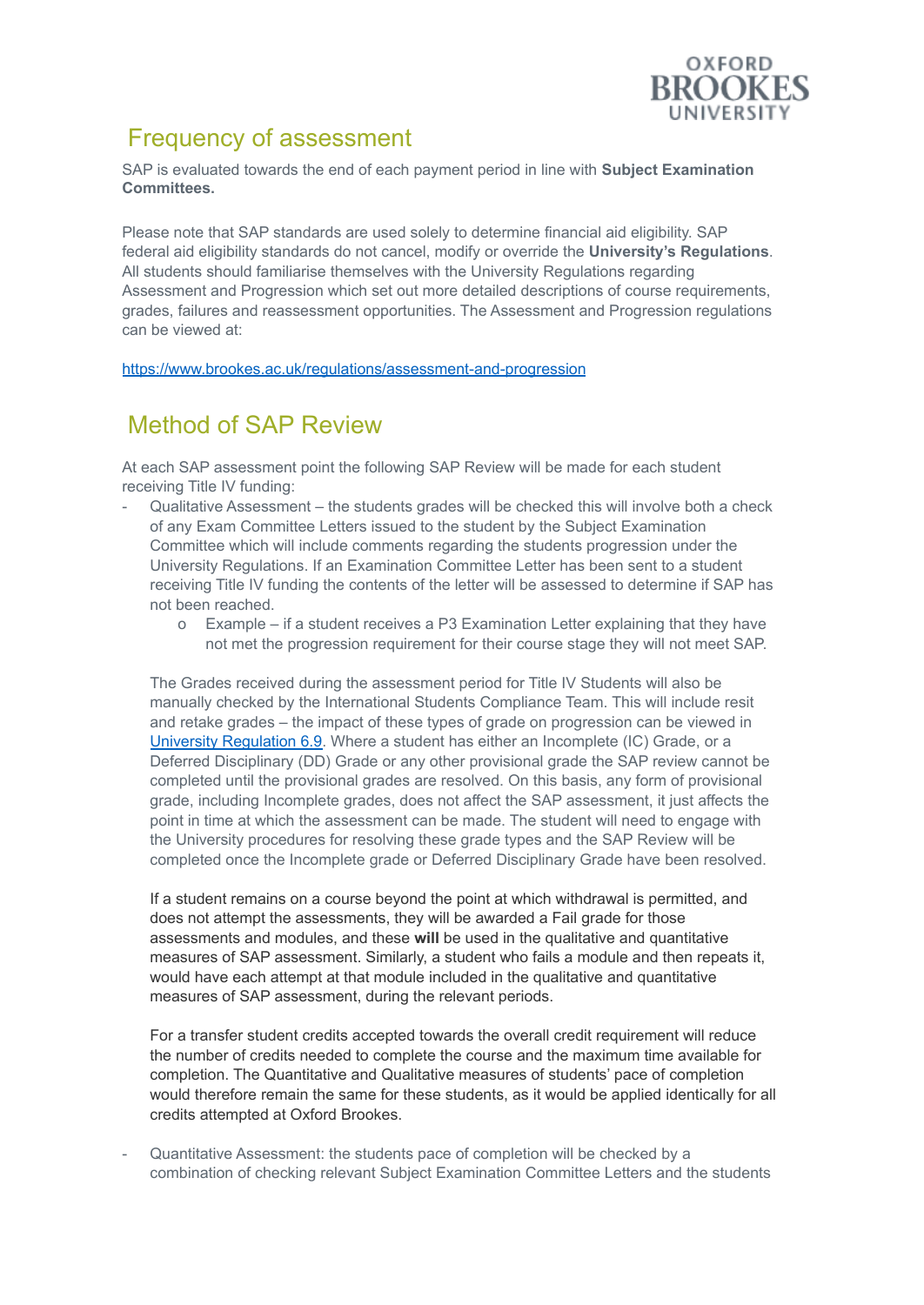## Frequency of assessment

SAP is evaluated towards the end of each payment period in line with **Subject Examination Committees.**

Please note that SAP standards are used solely to determine financial aid eligibility. SAP federal aid eligibility standards do not cancel, modify or override the **University's Regulations**. All students should familiarise themselves with the University Regulations regarding Assessment and Progression which set out more detailed descriptions of course requirements, grades, failures and reassessment opportunities. The Assessment and Progression regulations can be viewed at:

https://www.brookes.ac.uk/regulations/assessment-and-progression

## Method of SAP Review

At each SAP assessment point the following SAP Review will be made for each student receiving Title IV funding:

- Qualitative Assessment – the students grades will be checked this will involve both a check of any Exam Committee Letters issued to the student by the Subject Examination Committee which will include comments regarding the students progression under the University Regulations. If an Examination Committee Letter has been sent to a student receiving Title IV funding the contents of the letter will be assessed to determine if SAP has not been reached.
    - Example – if a student receives a P3 Examination Letter explaining that they have not met the progression requirement for their course stage they will not meet SAP.

  The Grades received during the assessment period for Title IV Students will also be manually checked by the International Students Compliance Team. This will include resit and retake grades – the impact of these types of grade on progression can be viewed in University Regulation 6.9. Where a student has either an Incomplete (IC) Grade, or a Deferred Disciplinary (DD) Grade or any other provisional grade the SAP review cannot be completed until the provisional grades are resolved. On this basis, any form of provisional grade, including Incomplete grades, does not affect the SAP assessment, it just affects the point in time at which the assessment can be made. The student will need to engage with the University procedures for resolving these grade types and the SAP Review will be completed once the Incomplete grade or Deferred Disciplinary Grade have been resolved.

  If a student remains on a course beyond the point at which withdrawal is permitted, and does not attempt the assessments, they will be awarded a Fail grade for those assessments and modules, and these **will** be used in the qualitative and quantitative measures of SAP assessment. Similarly, a student who fails a module and then repeats it, would have each attempt at that module included in the qualitative and quantitative measures of SAP assessment, during the relevant periods.

  For a transfer student credits accepted towards the overall credit requirement will reduce the number of credits needed to complete the course and the maximum time available for completion. The Quantitative and Qualitative measures of students' pace of completion would therefore remain the same for these students, as it would be applied identically for all credits attempted at Oxford Brookes.

- Quantitative Assessment: the students pace of completion will be checked by a combination of checking relevant Subject Examination Committee Letters and the students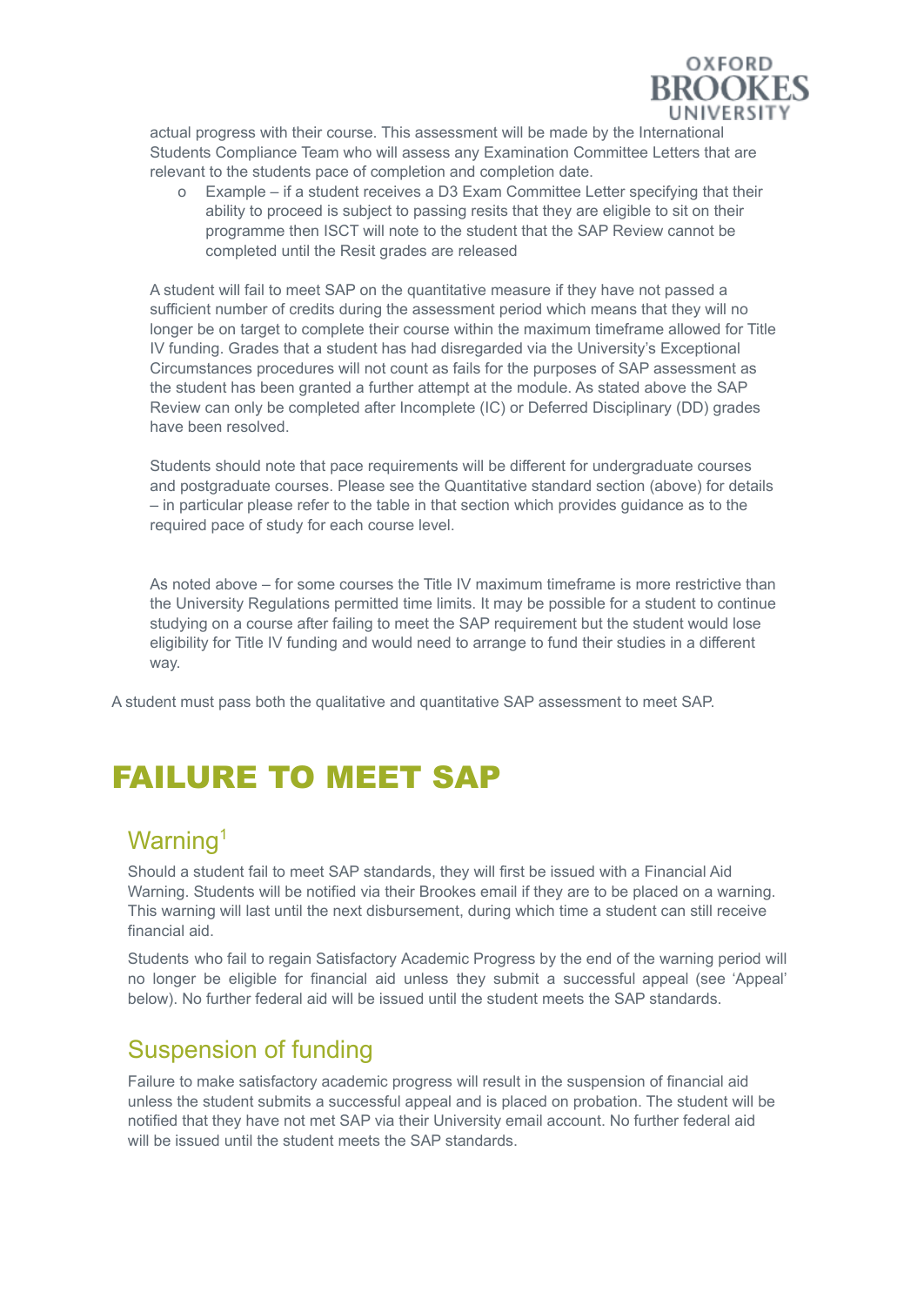actual progress with their course. This assessment will be made by the International Students Compliance Team who will assess any Examination Committee Letters that are relevant to the students pace of completion and completion date.

- Example – if a student receives a D3 Exam Committee Letter specifying that their ability to proceed is subject to passing resits that they are eligible to sit on their programme then ISCT will note to the student that the SAP Review cannot be completed until the Resit grades are released

A student will fail to meet SAP on the quantitative measure if they have not passed a sufficient number of credits during the assessment period which means that they will no longer be on target to complete their course within the maximum timeframe allowed for Title IV funding. Grades that a student has had disregarded via the University's Exceptional Circumstances procedures will not count as fails for the purposes of SAP assessment as the student has been granted a further attempt at the module. As stated above the SAP Review can only be completed after Incomplete (IC) or Deferred Disciplinary (DD) grades have been resolved.

Students should note that pace requirements will be different for undergraduate courses and postgraduate courses. Please see the Quantitative standard section (above) for details – in particular please refer to the table in that section which provides guidance as to the required pace of study for each course level.

As noted above – for some courses the Title IV maximum timeframe is more restrictive than the University Regulations permitted time limits. It may be possible for a student to continue studying on a course after failing to meet the SAP requirement but the student would lose eligibility for Title IV funding and would need to arrange to fund their studies in a different way.

A student must pass both the qualitative and quantitative SAP assessment to meet SAP.

# FAILURE TO MEET SAP

## Warning[1]

Should a student fail to meet SAP standards, they will first be issued with a Financial Aid Warning. Students will be notified via their Brookes email if they are to be placed on a warning. This warning will last until the next disbursement, during which time a student can still receive financial aid.

Students who fail to regain Satisfactory Academic Progress by the end of the warning period will no longer be eligible for financial aid unless they submit a successful appeal (see 'Appeal' below). No further federal aid will be issued until the student meets the SAP standards.

## Suspension of funding

Failure to make satisfactory academic progress will result in the suspension of financial aid unless the student submits a successful appeal and is placed on probation. The student will be notified that they have not met SAP via their University email account. No further federal aid will be issued until the student meets the SAP standards.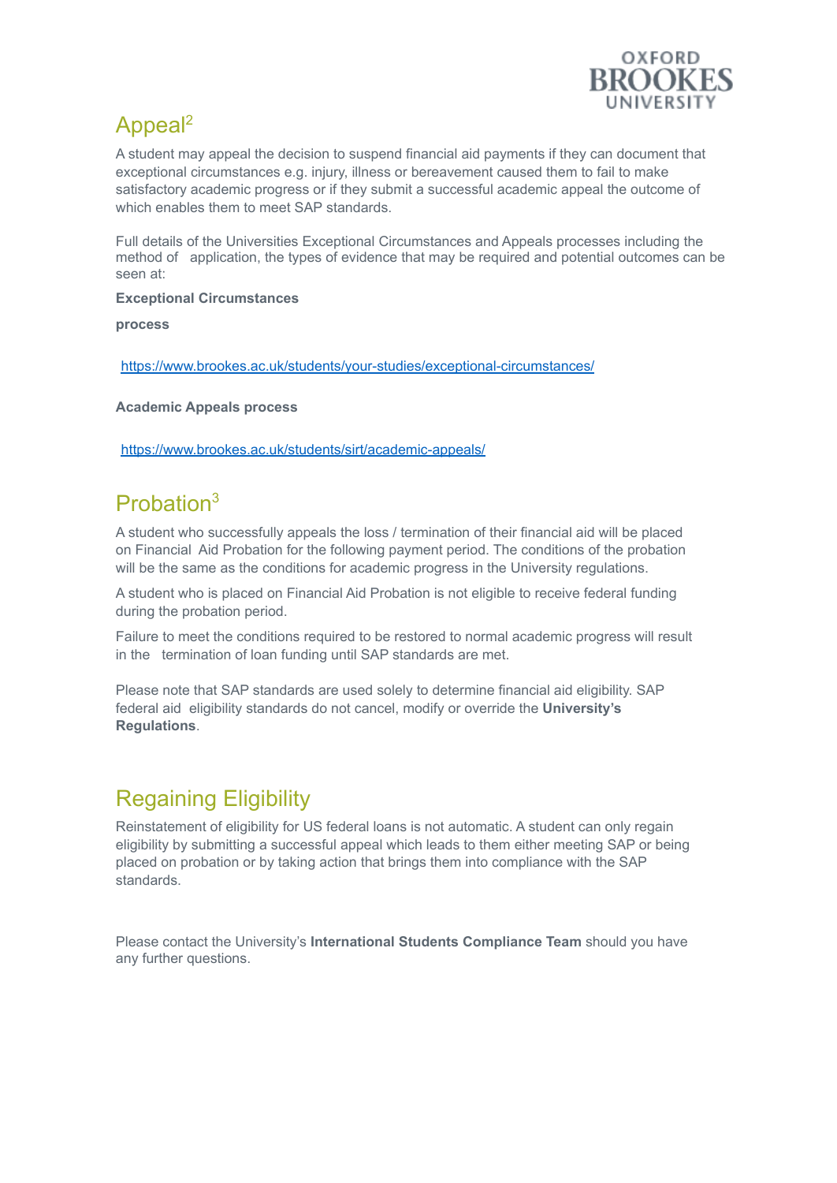## Appeal[2]

A student may appeal the decision to suspend financial aid payments if they can document that exceptional circumstances e.g. injury, illness or bereavement caused them to fail to make satisfactory academic progress or if they submit a successful academic appeal the outcome of which enables them to meet SAP standards.

Full details of the Universities Exceptional Circumstances and Appeals processes including the method of application, the types of evidence that may be required and potential outcomes can be seen at:

**Exceptional Circumstances**

**process**

https://www.brookes.ac.uk/students/your-studies/exceptional-circumstances/

**Academic Appeals process**

https://www.brookes.ac.uk/students/sirt/academic-appeals/

## Probation[3]

A student who successfully appeals the loss / termination of their financial aid will be placed on Financial Aid Probation for the following payment period. The conditions of the probation will be the same as the conditions for academic progress in the University regulations.

A student who is placed on Financial Aid Probation is not eligible to receive federal funding during the probation period.

Failure to meet the conditions required to be restored to normal academic progress will result in the termination of loan funding until SAP standards are met.

Please note that SAP standards are used solely to determine financial aid eligibility. SAP federal aid eligibility standards do not cancel, modify or override the **University's Regulations**.

## Regaining Eligibility

Reinstatement of eligibility for US federal loans is not automatic. A student can only regain eligibility by submitting a successful appeal which leads to them either meeting SAP or being placed on probation or by taking action that brings them into compliance with the SAP standards.

Please contact the University's **International Students Compliance Team** should you have any further questions.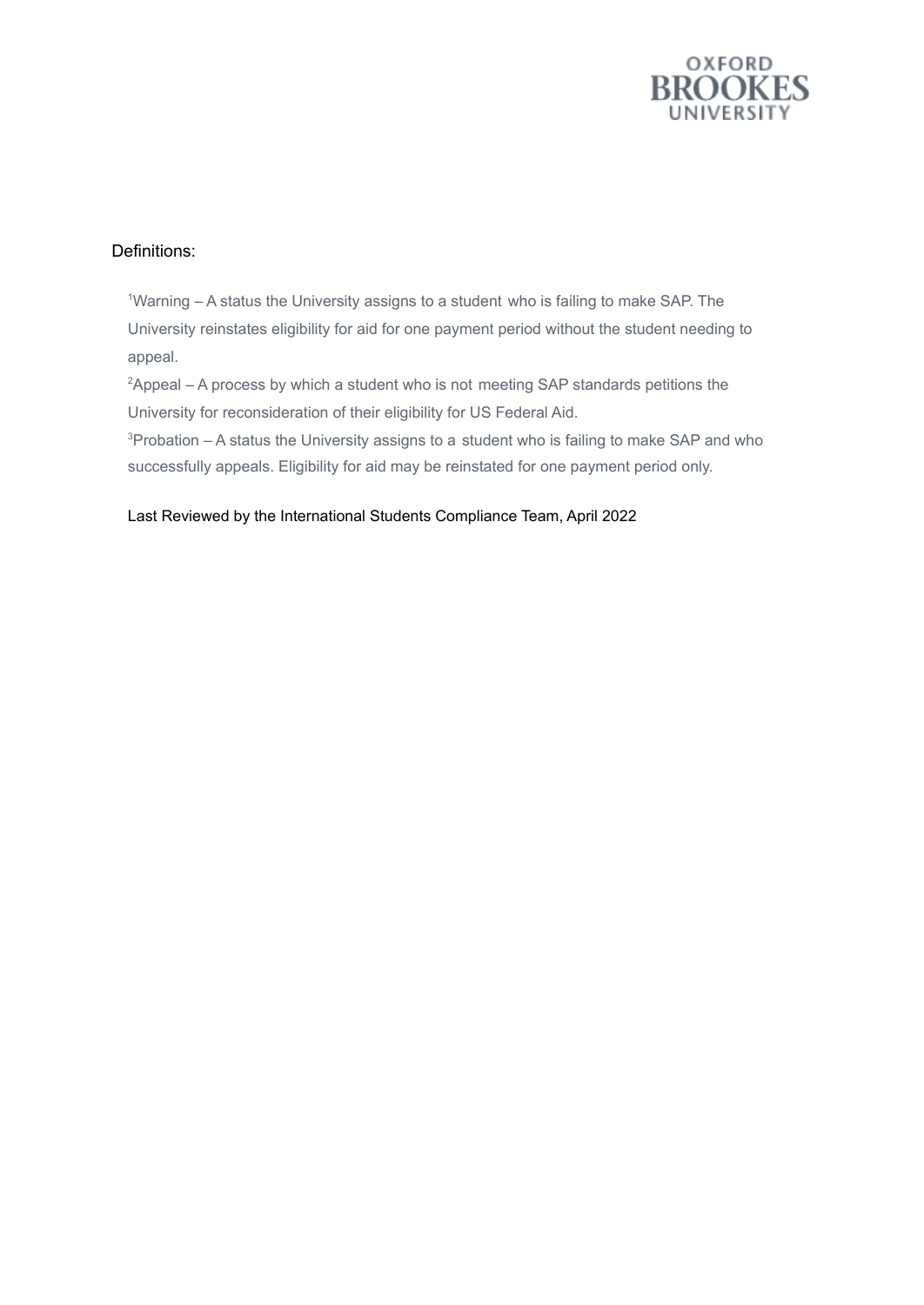Definitions:

[1]Warning – A status the University assigns to a student who is failing to make SAP. The University reinstates eligibility for aid for one payment period without the student needing to appeal.

[2]Appeal – A process by which a student who is not meeting SAP standards petitions the University for reconsideration of their eligibility for US Federal Aid.

[3]Probation – A status the University assigns to a student who is failing to make SAP and who successfully appeals. Eligibility for aid may be reinstated for one payment period only.

Last Reviewed by the International Students Compliance Team, April 2022